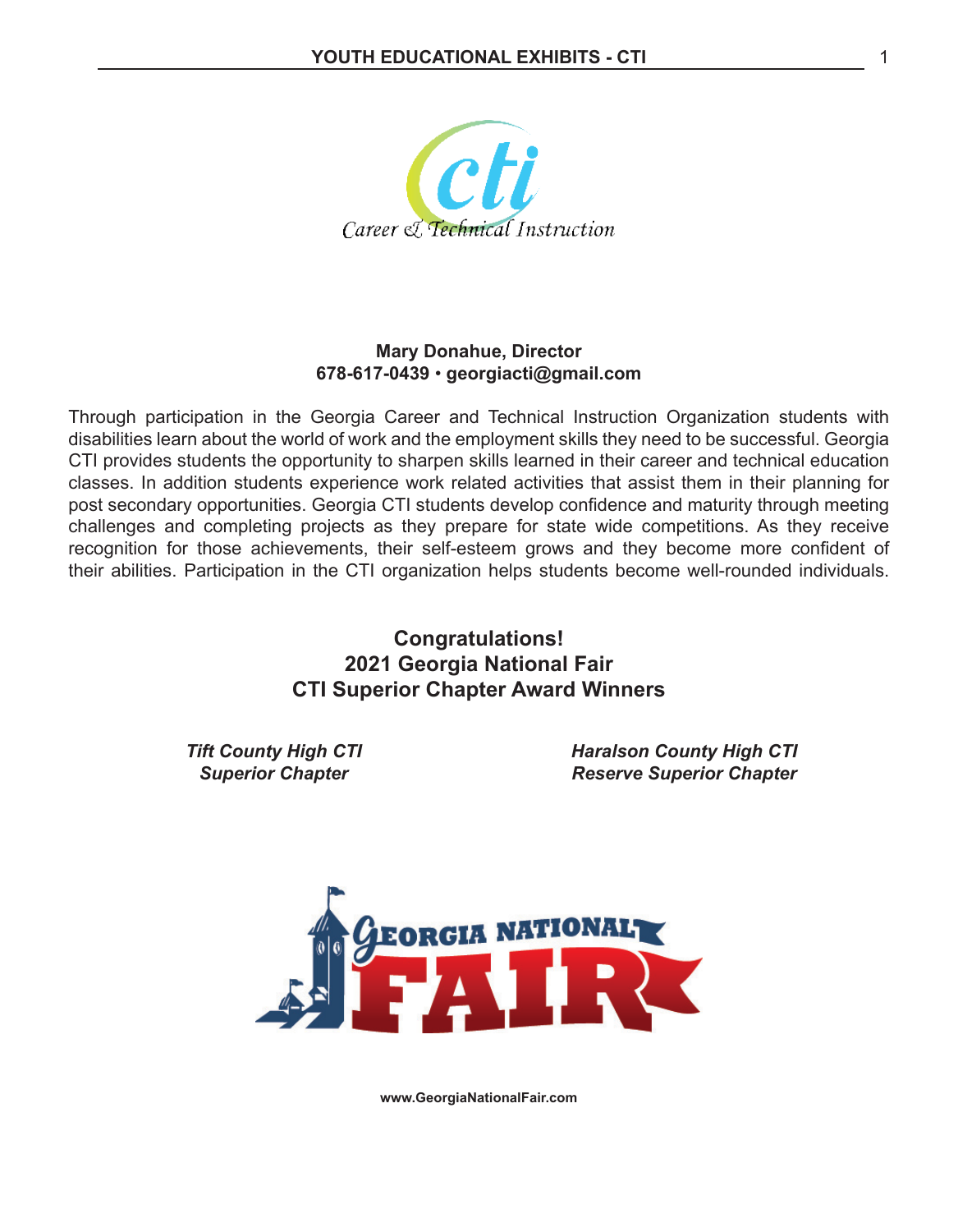Mary Donahue, Director
678-617-0439 • georgiacti@gmail.com

Through participation in the Georgia Career and Technical Instruction Organization students with disabilities learn about the world of work and the employment skills they need to be successful. Georgia CTI provides students the opportunity to sharpen skills learned in their career and technical education classes. In addition students experience work related activities that assist them in their planning for post secondary opportunities. Georgia CTI students develop confidence and maturity through meeting challenges and completing projects as they prepare for state wide competitions. As they receive recognition for those achievements, their self-esteem grows and they become more confident of their abilities. Participation in the CTI organization helps students become well-rounded individuals.

## Congratulations!
## 2021 Georgia National Fair
## CTI Superior Chapter Award Winners

***Tift County High CTI***
***Superior Chapter***

***Haralson County High CTI***
***Reserve Superior Chapter***

**www.GeorgiaNationalFair.com**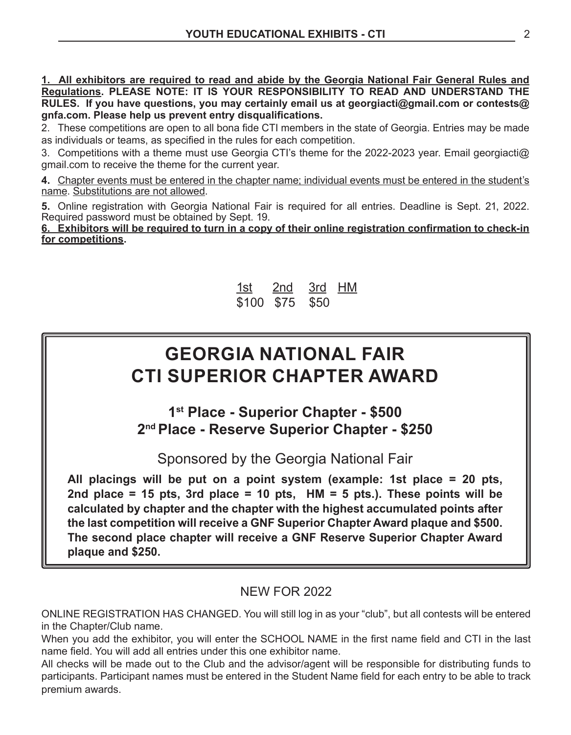**1. <u>All exhibitors are required to read and abide by the Georgia National Fair General Rules and Regulations</u>. PLEASE NOTE: IT IS YOUR RESPONSIBILITY TO READ AND UNDERSTAND THE RULES. If you have questions, you may certainly email us at georgiacti@gmail.com or contests@gnfa.com. Please help us prevent entry disqualifications.**

2. These competitions are open to all bona fide CTI members in the state of Georgia. Entries may be made as individuals or teams, as specified in the rules for each competition.

3. Competitions with a theme must use Georgia CTI's theme for the 2022-2023 year. Email georgiacti@gmail.com to receive the theme for the current year.

**4.** <u>Chapter events must be entered in the chapter name; individual events must be entered in the student's name</u>. <u>Substitutions are not allowed</u>.

**5.** Online registration with Georgia National Fair is required for all entries. Deadline is Sept. 21, 2022. Required password must be obtained by Sept. 19.

**6. <u>Exhibitors will be required to turn in a copy of their online registration confirmation to check-in for competitions</u>.**

| 1st | 2nd | 3rd | HM |
|---|---|---|---|
| $100 | $75 | $50 | |

# GEORGIA NATIONAL FAIR CTI SUPERIOR CHAPTER AWARD

### 1st Place - Superior Chapter - $500
### 2nd Place - Reserve Superior Chapter - $250

Sponsored by the Georgia National Fair

**All placings will be put on a point system (example: 1st place = 20 pts, 2nd place = 15 pts, 3rd place = 10 pts, HM = 5 pts.). These points will be calculated by chapter and the chapter with the highest accumulated points after the last competition will receive a GNF Superior Chapter Award plaque and $500. The second place chapter will receive a GNF Reserve Superior Chapter Award plaque and $250.**

NEW FOR 2022

ONLINE REGISTRATION HAS CHANGED. You will still log in as your "club", but all contests will be entered in the Chapter/Club name.

When you add the exhibitor, you will enter the SCHOOL NAME in the first name field and CTI in the last name field. You will add all entries under this one exhibitor name.

All checks will be made out to the Club and the advisor/agent will be responsible for distributing funds to participants. Participant names must be entered in the Student Name field for each entry to be able to track premium awards.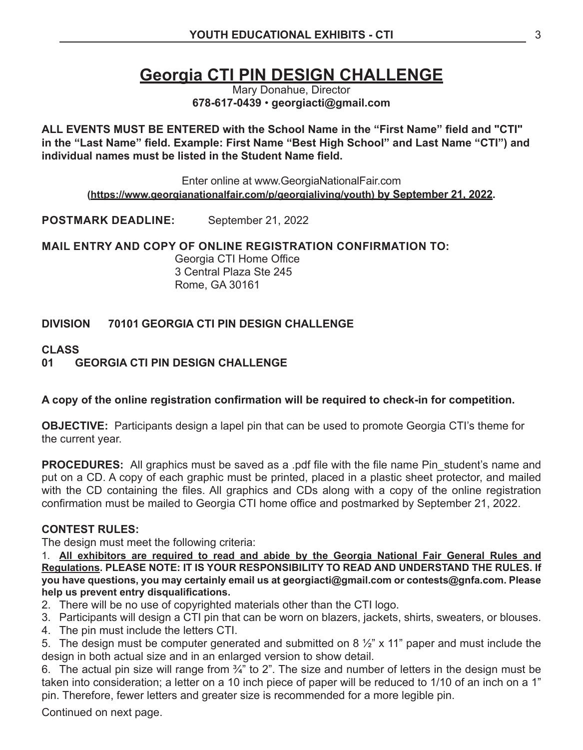# Georgia CTI PIN DESIGN CHALLENGE

Mary Donahue, Director
**678-617-0439 • georgiacti@gmail.com**

**ALL EVENTS MUST BE ENTERED with the School Name in the "First Name" field and "CTI" in the "Last Name" field. Example: First Name "Best High School" and Last Name "CTI") and individual names must be listed in the Student Name field.**

Enter online at www.GeorgiaNationalFair.com
**(https://www.georgianationalfair.com/p/georgialiving/youth) by September 21, 2022.**

**POSTMARK DEADLINE:** September 21, 2022

**MAIL ENTRY AND COPY OF ONLINE REGISTRATION CONFIRMATION TO:**
Georgia CTI Home Office
3 Central Plaza Ste 245
Rome, GA 30161

**DIVISION 70101 GEORGIA CTI PIN DESIGN CHALLENGE**

**CLASS**
**01 GEORGIA CTI PIN DESIGN CHALLENGE**

**A copy of the online registration confirmation will be required to check-in for competition.**

**OBJECTIVE:** Participants design a lapel pin that can be used to promote Georgia CTI's theme for the current year.

**PROCEDURES:** All graphics must be saved as a .pdf file with the file name Pin_student's name and put on a CD. A copy of each graphic must be printed, placed in a plastic sheet protector, and mailed with the CD containing the files. All graphics and CDs along with a copy of the online registration confirmation must be mailed to Georgia CTI home office and postmarked by September 21, 2022.

**CONTEST RULES:**
The design must meet the following criteria:

1. **All exhibitors are required to read and abide by the Georgia National Fair General Rules and Regulations. PLEASE NOTE: IT IS YOUR RESPONSIBILITY TO READ AND UNDERSTAND THE RULES. If you have questions, you may certainly email us at georgiacti@gmail.com or contests@gnfa.com. Please help us prevent entry disqualifications.**
2. There will be no use of copyrighted materials other than the CTI logo.
3. Participants will design a CTI pin that can be worn on blazers, jackets, shirts, sweaters, or blouses.
4. The pin must include the letters CTI.
5. The design must be computer generated and submitted on 8 ½" x 11" paper and must include the design in both actual size and in an enlarged version to show detail.
6. The actual pin size will range from ¾" to 2". The size and number of letters in the design must be taken into consideration; a letter on a 10 inch piece of paper will be reduced to 1/10 of an inch on a 1" pin. Therefore, fewer letters and greater size is recommended for a more legible pin.

Continued on next page.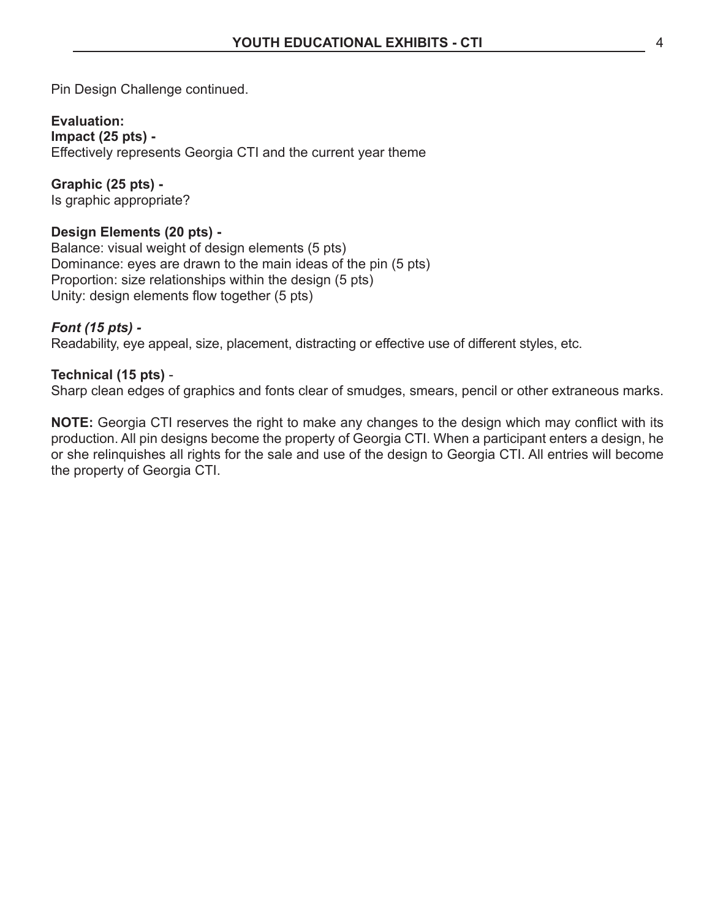Pin Design Challenge continued.

**Evaluation:**
**Impact (25 pts) -**
Effectively represents Georgia CTI and the current year theme

**Graphic (25 pts) -**
Is graphic appropriate?

**Design Elements (20 pts) -**
Balance: visual weight of design elements (5 pts)
Dominance: eyes are drawn to the main ideas of the pin (5 pts)
Proportion: size relationships within the design (5 pts)
Unity: design elements flow together (5 pts)

***Font (15 pts) -***
Readability, eye appeal, size, placement, distracting or effective use of different styles, etc.

**Technical (15 pts)** -
Sharp clean edges of graphics and fonts clear of smudges, smears, pencil or other extraneous marks.

**NOTE:** Georgia CTI reserves the right to make any changes to the design which may conflict with its production. All pin designs become the property of Georgia CTI. When a participant enters a design, he or she relinquishes all rights for the sale and use of the design to Georgia CTI. All entries will become the property of Georgia CTI.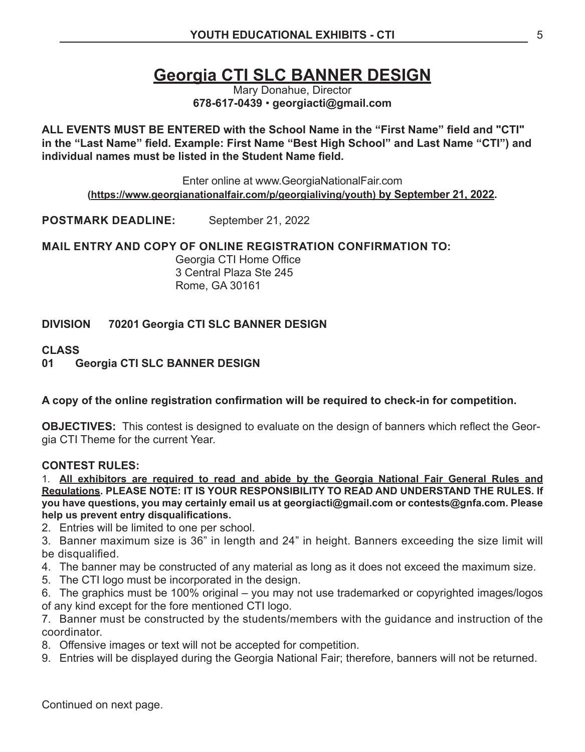# Georgia CTI SLC BANNER DESIGN

Mary Donahue, Director
**678-617-0439 • georgiacti@gmail.com**

**ALL EVENTS MUST BE ENTERED with the School Name in the "First Name" field and "CTI" in the "Last Name" field. Example: First Name "Best High School" and Last Name "CTI") and individual names must be listed in the Student Name field.**

Enter online at www.GeorgiaNationalFair.com
**(https://www.georgianationalfair.com/p/georgialiving/youth) by September 21, 2022.**

**POSTMARK DEADLINE:** September 21, 2022

**MAIL ENTRY AND COPY OF ONLINE REGISTRATION CONFIRMATION TO:**
Georgia CTI Home Office
3 Central Plaza Ste 245
Rome, GA 30161

**DIVISION 70201 Georgia CTI SLC BANNER DESIGN**

**CLASS**
**01 Georgia CTI SLC BANNER DESIGN**

**A copy of the online registration confirmation will be required to check-in for competition.**

**OBJECTIVES:** This contest is designed to evaluate on the design of banners which reflect the Georgia CTI Theme for the current Year.

**CONTEST RULES:**

1. **All exhibitors are required to read and abide by the Georgia National Fair General Rules and Regulations. PLEASE NOTE: IT IS YOUR RESPONSIBILITY TO READ AND UNDERSTAND THE RULES. If you have questions, you may certainly email us at georgiacti@gmail.com or contests@gnfa.com. Please help us prevent entry disqualifications.**
2. Entries will be limited to one per school.
3. Banner maximum size is 36" in length and 24" in height. Banners exceeding the size limit will be disqualified.
4. The banner may be constructed of any material as long as it does not exceed the maximum size.
5. The CTI logo must be incorporated in the design.
6. The graphics must be 100% original – you may not use trademarked or copyrighted images/logos of any kind except for the fore mentioned CTI logo.
7. Banner must be constructed by the students/members with the guidance and instruction of the coordinator.
8. Offensive images or text will not be accepted for competition.
9. Entries will be displayed during the Georgia National Fair; therefore, banners will not be returned.

Continued on next page.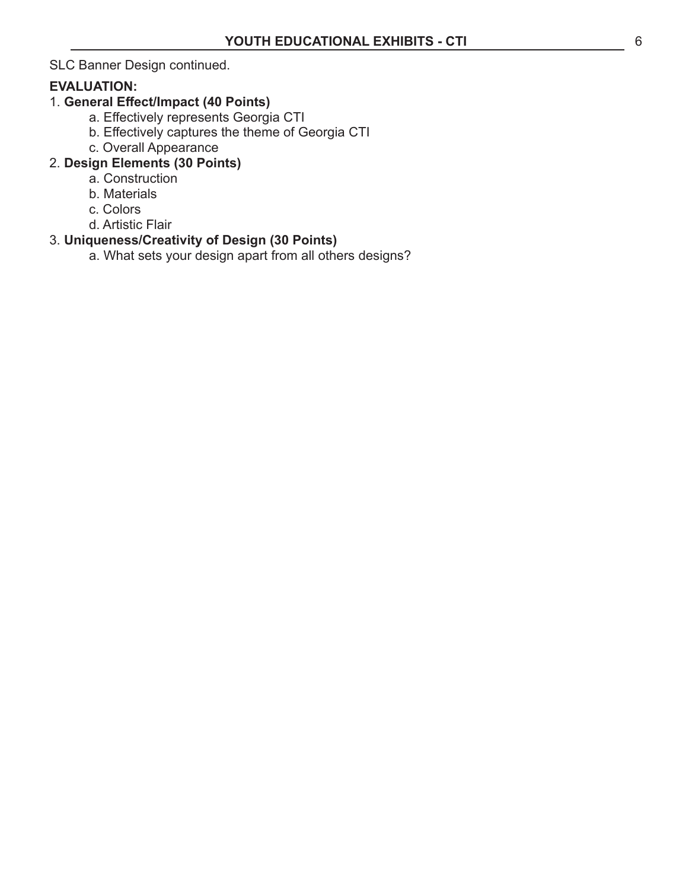SLC Banner Design continued.

**EVALUATION:**

1. **General Effect/Impact (40 Points)**
    - a. Effectively represents Georgia CTI
    - b. Effectively captures the theme of Georgia CTI
    - c. Overall Appearance
2. **Design Elements (30 Points)**
    - a. Construction
    - b. Materials
    - c. Colors
    - d. Artistic Flair
3. **Uniqueness/Creativity of Design (30 Points)**
    - a. What sets your design apart from all others designs?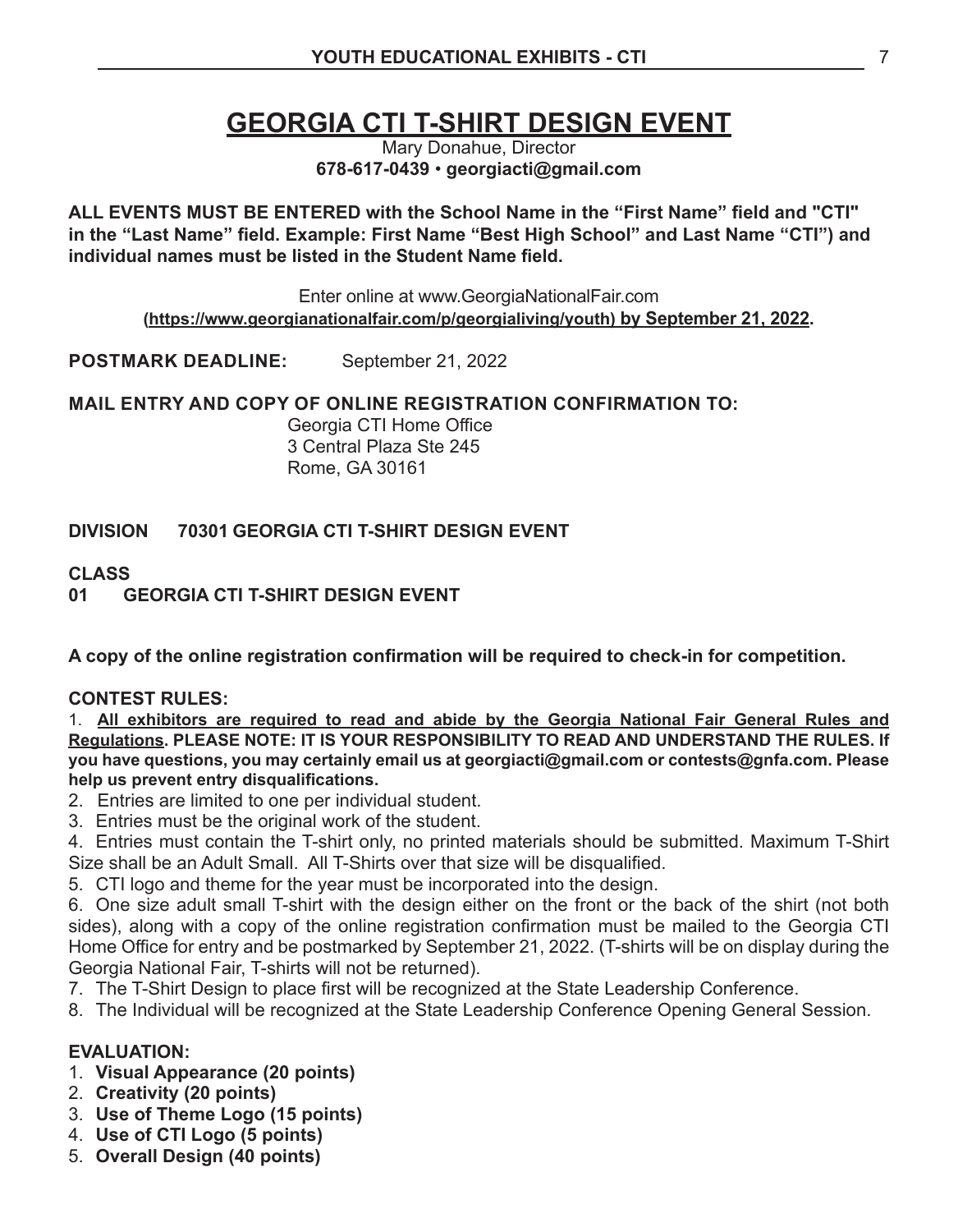# GEORGIA CTI T-SHIRT DESIGN EVENT

Mary Donahue, Director
**678-617-0439 • georgiacti@gmail.com**

**ALL EVENTS MUST BE ENTERED with the School Name in the "First Name" field and "CTI" in the "Last Name" field. Example: First Name "Best High School" and Last Name "CTI") and individual names must be listed in the Student Name field.**

Enter online at www.GeorgiaNationalFair.com
**(https://www.georgianationalfair.com/p/georgialiving/youth) by September 21, 2022.**

**POSTMARK DEADLINE:** September 21, 2022

**MAIL ENTRY AND COPY OF ONLINE REGISTRATION CONFIRMATION TO:**
Georgia CTI Home Office
3 Central Plaza Ste 245
Rome, GA 30161

**DIVISION 70301 GEORGIA CTI T-SHIRT DESIGN EVENT**

**CLASS**
**01 GEORGIA CTI T-SHIRT DESIGN EVENT**

**A copy of the online registration confirmation will be required to check-in for competition.**

**CONTEST RULES:**

1. **All exhibitors are required to read and abide by the Georgia National Fair General Rules and Regulations. PLEASE NOTE: IT IS YOUR RESPONSIBILITY TO READ AND UNDERSTAND THE RULES. If you have questions, you may certainly email us at georgiacti@gmail.com or contests@gnfa.com. Please help us prevent entry disqualifications.**
2. Entries are limited to one per individual student.
3. Entries must be the original work of the student.
4. Entries must contain the T-shirt only, no printed materials should be submitted. Maximum T-Shirt Size shall be an Adult Small. All T-Shirts over that size will be disqualified.
5. CTI logo and theme for the year must be incorporated into the design.
6. One size adult small T-shirt with the design either on the front or the back of the shirt (not both sides), along with a copy of the online registration confirmation must be mailed to the Georgia CTI Home Office for entry and be postmarked by September 21, 2022. (T-shirts will be on display during the Georgia National Fair, T-shirts will not be returned).
7. The T-Shirt Design to place first will be recognized at the State Leadership Conference.
8. The Individual will be recognized at the State Leadership Conference Opening General Session.

**EVALUATION:**

1. **Visual Appearance (20 points)**
2. **Creativity (20 points)**
3. **Use of Theme Logo (15 points)**
4. **Use of CTI Logo (5 points)**
5. **Overall Design (40 points)**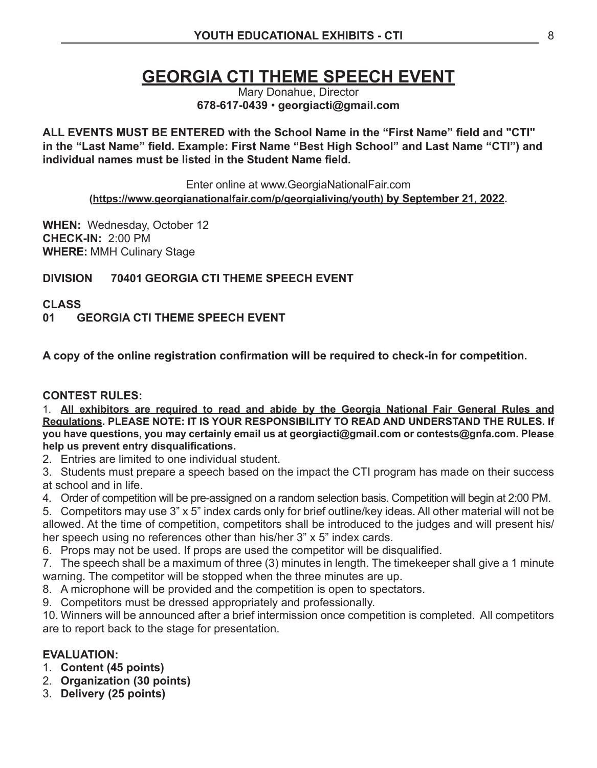# GEORGIA CTI THEME SPEECH EVENT

Mary Donahue, Director
**678-617-0439 • georgiacti@gmail.com**

**ALL EVENTS MUST BE ENTERED with the School Name in the "First Name" field and "CTI" in the "Last Name" field. Example: First Name "Best High School" and Last Name "CTI") and individual names must be listed in the Student Name field.**

Enter online at www.GeorgiaNationalFair.com
**(https://www.georgianationalfair.com/p/georgialiving/youth) by September 21, 2022.**

**WHEN:** Wednesday, October 12
**CHECK-IN:** 2:00 PM
**WHERE:** MMH Culinary Stage

**DIVISION 70401 GEORGIA CTI THEME SPEECH EVENT**

**CLASS**
**01 GEORGIA CTI THEME SPEECH EVENT**

**A copy of the online registration confirmation will be required to check-in for competition.**

**CONTEST RULES:**

1. **All exhibitors are required to read and abide by the Georgia National Fair General Rules and Regulations. PLEASE NOTE: IT IS YOUR RESPONSIBILITY TO READ AND UNDERSTAND THE RULES. If you have questions, you may certainly email us at georgiacti@gmail.com or contests@gnfa.com. Please help us prevent entry disqualifications.**
2. Entries are limited to one individual student.
3. Students must prepare a speech based on the impact the CTI program has made on their success at school and in life.
4. Order of competition will be pre-assigned on a random selection basis. Competition will begin at 2:00 PM.
5. Competitors may use 3" x 5" index cards only for brief outline/key ideas. All other material will not be allowed. At the time of competition, competitors shall be introduced to the judges and will present his/her speech using no references other than his/her 3" x 5" index cards.
6. Props may not be used. If props are used the competitor will be disqualified.
7. The speech shall be a maximum of three (3) minutes in length. The timekeeper shall give a 1 minute warning. The competitor will be stopped when the three minutes are up.
8. A microphone will be provided and the competition is open to spectators.
9. Competitors must be dressed appropriately and professionally.
10. Winners will be announced after a brief intermission once competition is completed. All competitors are to report back to the stage for presentation.

**EVALUATION:**

1. **Content (45 points)**
2. **Organization (30 points)**
3. **Delivery (25 points)**